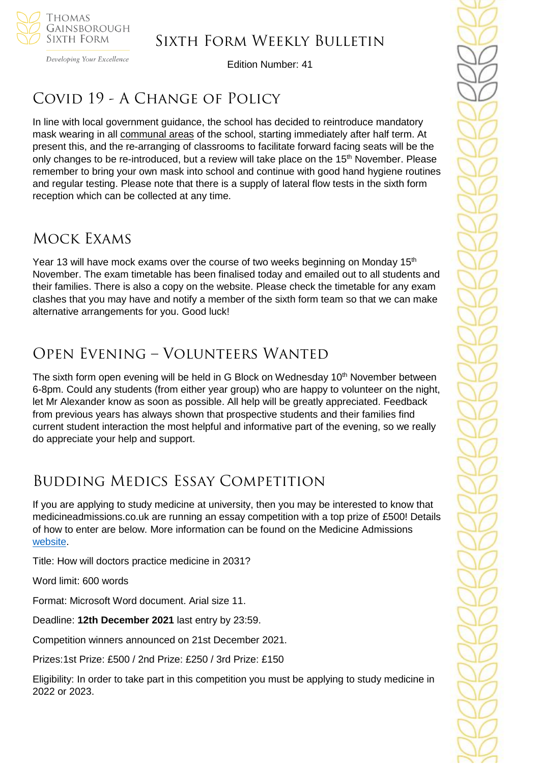# Sixth Form Weekly Bulletin

Edition Number: 41

## Covid 19 - A Change of Policy

In line with local government guidance, the school has decided to reintroduce mandatory mask wearing in all communal areas of the school, starting immediately after half term. At present this, and the re-arranging of classrooms to facilitate forward facing seats will be the only changes to be re-introduced, but a review will take place on the 15th November. Please remember to bring your own mask into school and continue with good hand hygiene routines and regular testing. Please note that there is a supply of lateral flow tests in the sixth form reception which can be collected at any time.

## Mock Exams

Year 13 will have mock exams over the course of two weeks beginning on Monday 15th November. The exam timetable has been finalised today and emailed out to all students and their families. There is also a copy on the website. Please check the timetable for any exam clashes that you may have and notify a member of the sixth form team so that we can make alternative arrangements for you. Good luck!

## Open Evening – Volunteers Wanted

The sixth form open evening will be held in G Block on Wednesday 10th November between 6-8pm. Could any students (from either year group) who are happy to volunteer on the night, let Mr Alexander know as soon as possible. All help will be greatly appreciated. Feedback from previous years has always shown that prospective students and their families find current student interaction the most helpful and informative part of the evening, so we really do appreciate your help and support.

## Budding Medics Essay Competition

If you are applying to study medicine at university, then you may be interested to know that medicineadmissions.co.uk are running an essay competition with a top prize of £500! Details of how to enter are below. More information can be found on the Medicine Admissions website.

Title: How will doctors practice medicine in 2031?

Word limit: 600 words

Format: Microsoft Word document. Arial size 11.

Deadline: **12th December 2021** last entry by 23:59.

Competition winners announced on 21st December 2021.

Prizes:1st Prize: £500 / 2nd Prize: £250 / 3rd Prize: £150

Eligibility: In order to take part in this competition you must be applying to study medicine in 2022 or 2023.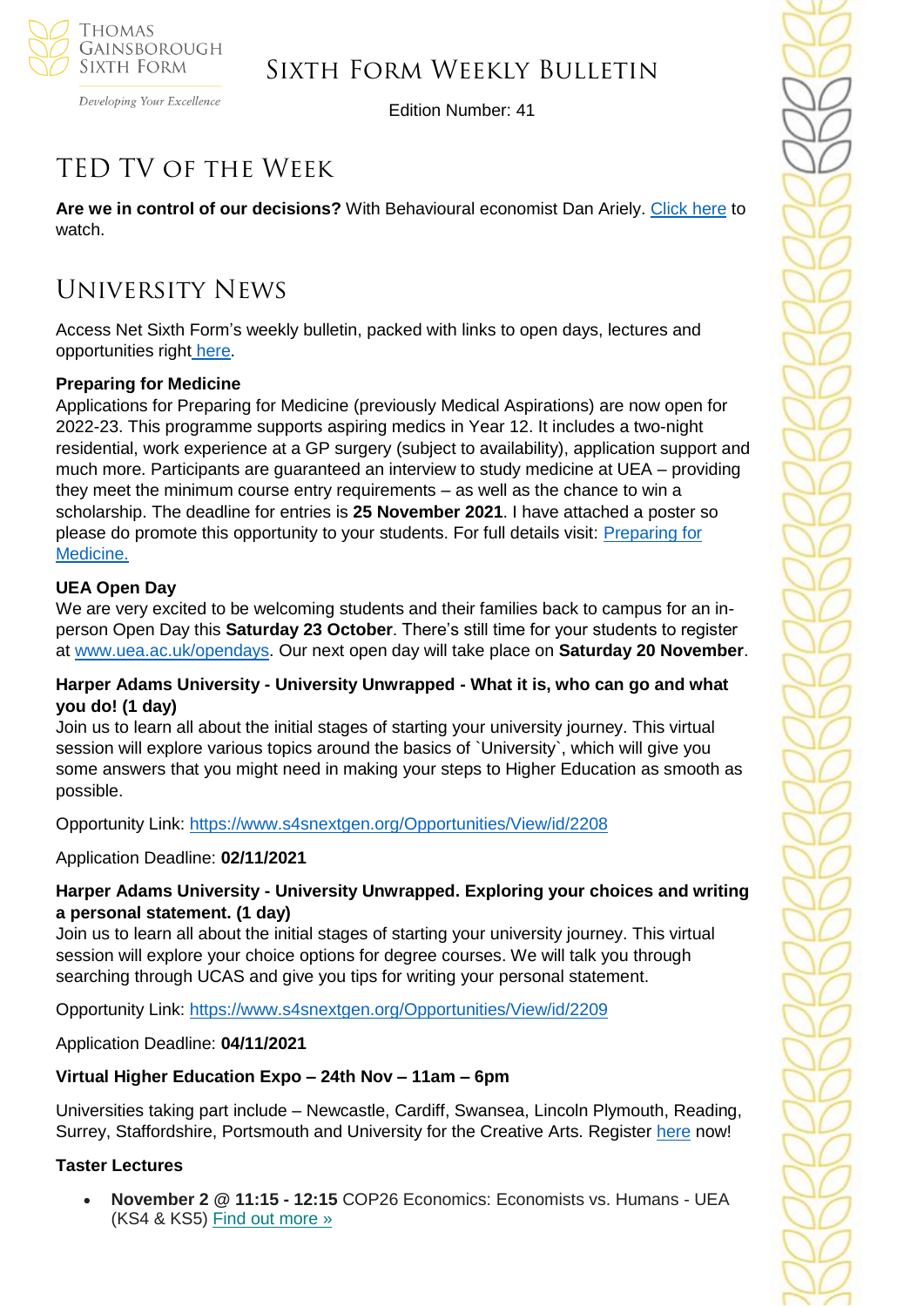## TED TV of the Week

**Are we in control of our decisions?** With Behavioural economist Dan Ariely. Click here to watch.

## University News

Access Net Sixth Form's weekly bulletin, packed with links to open days, lectures and opportunities right here.

**Preparing for Medicine**
Applications for Preparing for Medicine (previously Medical Aspirations) are now open for 2022-23. This programme supports aspiring medics in Year 12. It includes a two-night residential, work experience at a GP surgery (subject to availability), application support and much more. Participants are guaranteed an interview to study medicine at UEA – providing they meet the minimum course entry requirements – as well as the chance to win a scholarship. The deadline for entries is **25 November 2021**. I have attached a poster so please do promote this opportunity to your students. For full details visit: Preparing for Medicine.

**UEA Open Day**
We are very excited to be welcoming students and their families back to campus for an in-person Open Day this **Saturday 23 October**. There's still time for your students to register at www.uea.ac.uk/opendays. Our next open day will take place on **Saturday 20 November**.

**Harper Adams University - University Unwrapped - What it is, who can go and what you do! (1 day)**
Join us to learn all about the initial stages of starting your university journey. This virtual session will explore various topics around the basics of `University`, which will give you some answers that you might need in making your steps to Higher Education as smooth as possible.

Opportunity Link: https://www.s4snextgen.org/Opportunities/View/id/2208

Application Deadline: **02/11/2021**

**Harper Adams University - University Unwrapped. Exploring your choices and writing a personal statement. (1 day)**
Join us to learn all about the initial stages of starting your university journey. This virtual session will explore your choice options for degree courses. We will talk you through searching through UCAS and give you tips for writing your personal statement.

Opportunity Link: https://www.s4snextgen.org/Opportunities/View/id/2209

Application Deadline: **04/11/2021**

**Virtual Higher Education Expo – 24th Nov – 11am – 6pm**

Universities taking part include – Newcastle, Cardiff, Swansea, Lincoln Plymouth, Reading, Surrey, Staffordshire, Portsmouth and University for the Creative Arts. Register here now!

**Taster Lectures**

- **November 2 @ 11:15 - 12:15** COP26 Economics: Economists vs. Humans - UEA (KS4 & KS5) Find out more »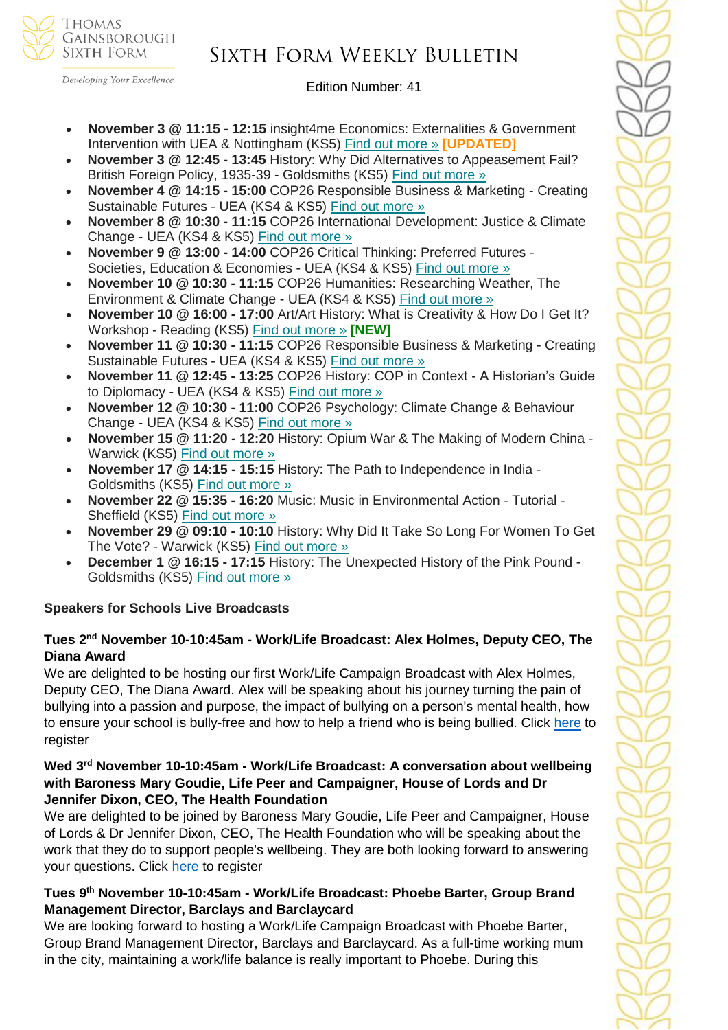- **November 3 @ 11:15 - 12:15** insight4me Economics: Externalities & Government Intervention with UEA & Nottingham (KS5) Find out more » **[UPDATED]**
- **November 3 @ 12:45 - 13:45** History: Why Did Alternatives to Appeasement Fail? British Foreign Policy, 1935-39 - Goldsmiths (KS5) Find out more »
- **November 4 @ 14:15 - 15:00** COP26 Responsible Business & Marketing - Creating Sustainable Futures - UEA (KS4 & KS5) Find out more »
- **November 8 @ 10:30 - 11:15** COP26 International Development: Justice & Climate Change - UEA (KS4 & KS5) Find out more »
- **November 9 @ 13:00 - 14:00** COP26 Critical Thinking: Preferred Futures - Societies, Education & Economies - UEA (KS4 & KS5) Find out more »
- **November 10 @ 10:30 - 11:15** COP26 Humanities: Researching Weather, The Environment & Climate Change - UEA (KS4 & KS5) Find out more »
- **November 10 @ 16:00 - 17:00** Art/Art History: What is Creativity & How Do I Get It? Workshop - Reading (KS5) Find out more » **[NEW]**
- **November 11 @ 10:30 - 11:15** COP26 Responsible Business & Marketing - Creating Sustainable Futures - UEA (KS4 & KS5) Find out more »
- **November 11 @ 12:45 - 13:25** COP26 History: COP in Context - A Historian's Guide to Diplomacy - UEA (KS4 & KS5) Find out more »
- **November 12 @ 10:30 - 11:00** COP26 Psychology: Climate Change & Behaviour Change - UEA (KS4 & KS5) Find out more »
- **November 15 @ 11:20 - 12:20** History: Opium War & The Making of Modern China - Warwick (KS5) Find out more »
- **November 17 @ 14:15 - 15:15** History: The Path to Independence in India - Goldsmiths (KS5) Find out more »
- **November 22 @ 15:35 - 16:20** Music: Music in Environmental Action - Tutorial - Sheffield (KS5) Find out more »
- **November 29 @ 09:10 - 10:10** History: Why Did It Take So Long For Women To Get The Vote? - Warwick (KS5) Find out more »
- **December 1 @ 16:15 - 17:15** History: The Unexpected History of the Pink Pound - Goldsmiths (KS5) Find out more »

**Speakers for Schools Live Broadcasts**

**Tues 2nd November 10-10:45am - Work/Life Broadcast: Alex Holmes, Deputy CEO, The Diana Award**

We are delighted to be hosting our first Work/Life Campaign Broadcast with Alex Holmes, Deputy CEO, The Diana Award. Alex will be speaking about his journey turning the pain of bullying into a passion and purpose, the impact of bullying on a person's mental health, how to ensure your school is bully-free and how to help a friend who is being bullied. Click here to register

**Wed 3rd November 10-10:45am - Work/Life Broadcast: A conversation about wellbeing with Baroness Mary Goudie, Life Peer and Campaigner, House of Lords and Dr Jennifer Dixon, CEO, The Health Foundation**

We are delighted to be joined by Baroness Mary Goudie, Life Peer and Campaigner, House of Lords & Dr Jennifer Dixon, CEO, The Health Foundation who will be speaking about the work that they do to support people's wellbeing. They are both looking forward to answering your questions. Click here to register

**Tues 9th November 10-10:45am - Work/Life Broadcast: Phoebe Barter, Group Brand Management Director, Barclays and Barclaycard**

We are looking forward to hosting a Work/Life Campaign Broadcast with Phoebe Barter, Group Brand Management Director, Barclays and Barclaycard. As a full-time working mum in the city, maintaining a work/life balance is really important to Phoebe. During this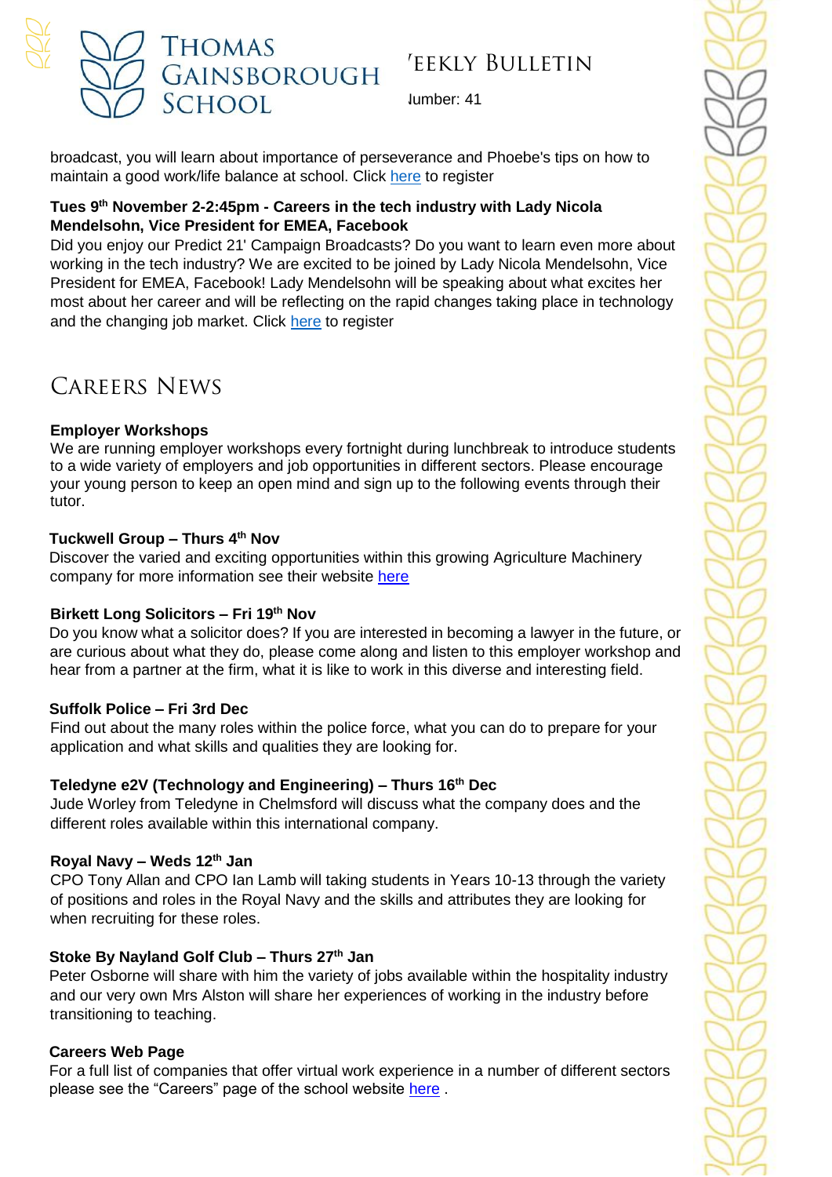broadcast, you will learn about importance of perseverance and Phoebe's tips on how to maintain a good work/life balance at school. Click here to register

**Tues 9th November 2-2:45pm - Careers in the tech industry with Lady Nicola Mendelsohn, Vice President for EMEA, Facebook**

Did you enjoy our Predict 21' Campaign Broadcasts? Do you want to learn even more about working in the tech industry? We are excited to be joined by Lady Nicola Mendelsohn, Vice President for EMEA, Facebook! Lady Mendelsohn will be speaking about what excites her most about her career and will be reflecting on the rapid changes taking place in technology and the changing job market. Click here to register

## Careers News

**Employer Workshops**

We are running employer workshops every fortnight during lunchbreak to introduce students to a wide variety of employers and job opportunities in different sectors. Please encourage your young person to keep an open mind and sign up to the following events through their tutor.

**Tuckwell Group – Thurs 4th Nov**

Discover the varied and exciting opportunities within this growing Agriculture Machinery company for more information see their website here

**Birkett Long Solicitors – Fri 19th Nov**

Do you know what a solicitor does? If you are interested in becoming a lawyer in the future, or are curious about what they do, please come along and listen to this employer workshop and hear from a partner at the firm, what it is like to work in this diverse and interesting field.

**Suffolk Police – Fri 3rd Dec**

Find out about the many roles within the police force, what you can do to prepare for your application and what skills and qualities they are looking for.

**Teledyne e2V (Technology and Engineering) – Thurs 16th Dec**

Jude Worley from Teledyne in Chelmsford will discuss what the company does and the different roles available within this international company.

**Royal Navy – Weds 12th Jan**

CPO Tony Allan and CPO Ian Lamb will taking students in Years 10-13 through the variety of positions and roles in the Royal Navy and the skills and attributes they are looking for when recruiting for these roles.

**Stoke By Nayland Golf Club – Thurs 27th Jan**

Peter Osborne will share with him the variety of jobs available within the hospitality industry and our very own Mrs Alston will share her experiences of working in the industry before transitioning to teaching.

**Careers Web Page**

For a full list of companies that offer virtual work experience in a number of different sectors please see the "Careers" page of the school website here .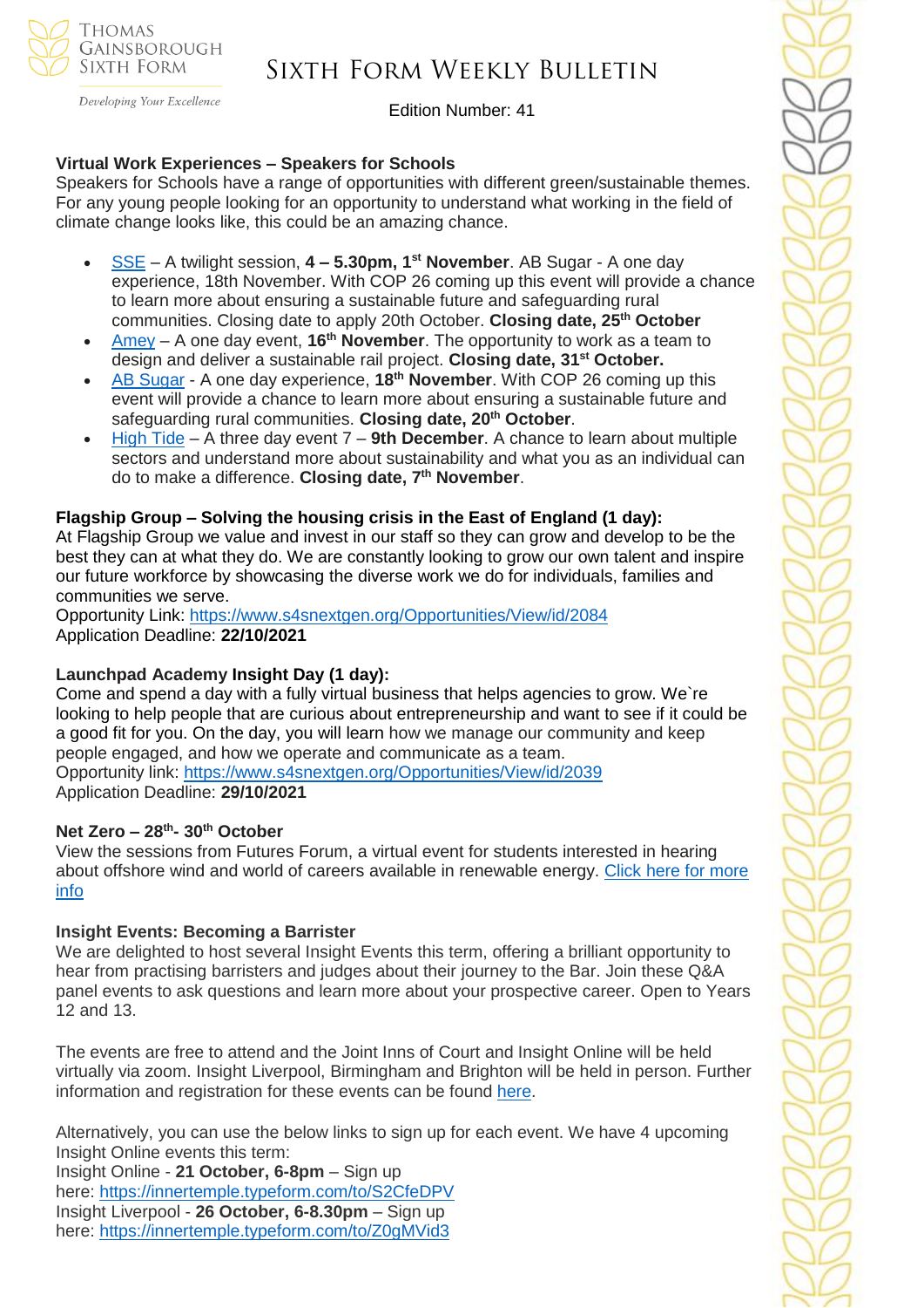## Virtual Work Experiences – Speakers for Schools

Speakers for Schools have a range of opportunities with different green/sustainable themes. For any young people looking for an opportunity to understand what working in the field of climate change looks like, this could be an amazing chance.

- SSE – A twilight session, **4 – 5.30pm, 1st November**. AB Sugar - A one day experience, 18th November. With COP 26 coming up this event will provide a chance to learn more about ensuring a sustainable future and safeguarding rural communities. Closing date to apply 20th October. **Closing date, 25th October**
- Amey – A one day event, **16th November**. The opportunity to work as a team to design and deliver a sustainable rail project. **Closing date, 31st October.**
- AB Sugar - A one day experience, **18th November**. With COP 26 coming up this event will provide a chance to learn more about ensuring a sustainable future and safeguarding rural communities. **Closing date, 20th October**.
- High Tide – A three day event 7 – **9th December**. A chance to learn about multiple sectors and understand more about sustainability and what you as an individual can do to make a difference. **Closing date, 7th November**.

## Flagship Group – Solving the housing crisis in the East of England (1 day):

At Flagship Group we value and invest in our staff so they can grow and develop to be the best they can at what they do. We are constantly looking to grow our own talent and inspire our future workforce by showcasing the diverse work we do for individuals, families and communities we serve.

Opportunity Link: https://www.s4snextgen.org/Opportunities/View/id/2084
Application Deadline: **22/10/2021**

## Launchpad Academy Insight Day (1 day):

Come and spend a day with a fully virtual business that helps agencies to grow. We`re looking to help people that are curious about entrepreneurship and want to see if it could be a good fit for you. On the day, you will learn how we manage our community and keep people engaged, and how we operate and communicate as a team.

Opportunity link: https://www.s4snextgen.org/Opportunities/View/id/2039
Application Deadline: **29/10/2021**

## Net Zero – 28th- 30th October

View the sessions from Futures Forum, a virtual event for students interested in hearing about offshore wind and world of careers available in renewable energy. Click here for more info

## Insight Events: Becoming a Barrister

We are delighted to host several Insight Events this term, offering a brilliant opportunity to hear from practising barristers and judges about their journey to the Bar. Join these Q&A panel events to ask questions and learn more about your prospective career. Open to Years 12 and 13.

The events are free to attend and the Joint Inns of Court and Insight Online will be held virtually via zoom. Insight Liverpool, Birmingham and Brighton will be held in person. Further information and registration for these events can be found here.

Alternatively, you can use the below links to sign up for each event. We have 4 upcoming Insight Online events this term:

Insight Online - **21 October, 6-8pm** – Sign up here: https://innertemple.typeform.com/to/S2CfeDPV
Insight Liverpool - **26 October, 6-8.30pm** – Sign up here: https://innertemple.typeform.com/to/Z0gMVid3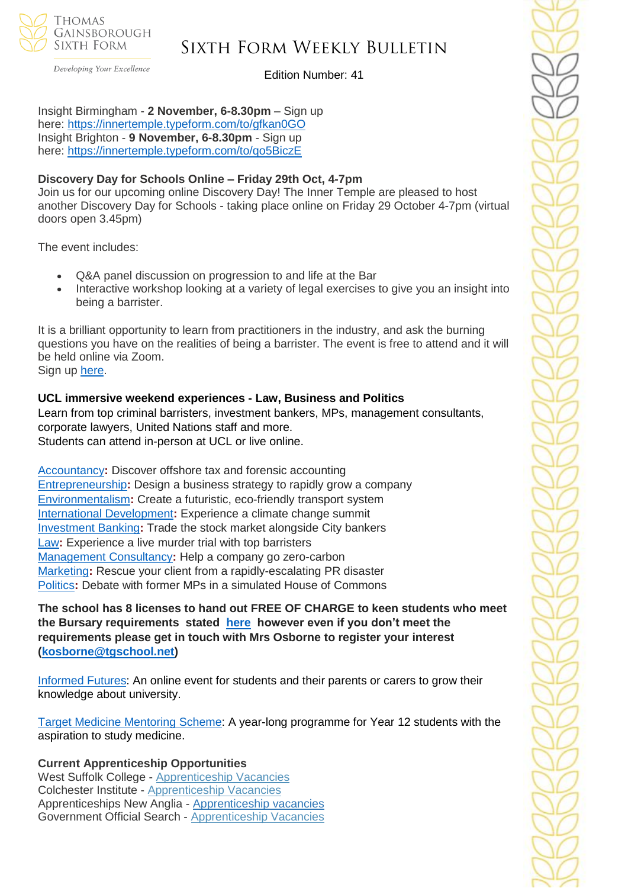Insight Birmingham - **2 November, 6-8.30pm** – Sign up here: https://innertemple.typeform.com/to/gfkan0GO
Insight Brighton - **9 November, 6-8.30pm** - Sign up here: https://innertemple.typeform.com/to/qo5BiczE

**Discovery Day for Schools Online – Friday 29th Oct, 4-7pm**
Join us for our upcoming online Discovery Day! The Inner Temple are pleased to host another Discovery Day for Schools - taking place online on Friday 29 October 4-7pm (virtual doors open 3.45pm)

The event includes:

- Q&A panel discussion on progression to and life at the Bar
- Interactive workshop looking at a variety of legal exercises to give you an insight into being a barrister.

It is a brilliant opportunity to learn from practitioners in the industry, and ask the burning questions you have on the realities of being a barrister. The event is free to attend and it will be held online via Zoom.
Sign up here.

**UCL immersive weekend experiences - Law, Business and Politics**
Learn from top criminal barristers, investment bankers, MPs, management consultants, corporate lawyers, United Nations staff and more.
Students can attend in-person at UCL or live online.

Accountancy**:** Discover offshore tax and forensic accounting
Entrepreneurship**:** Design a business strategy to rapidly grow a company
Environmentalism**:** Create a futuristic, eco-friendly transport system
International Development**:** Experience a climate change summit
Investment Banking**:** Trade the stock market alongside City bankers
Law**:** Experience a live murder trial with top barristers
Management Consultancy**:** Help a company go zero-carbon
Marketing**:** Rescue your client from a rapidly-escalating PR disaster
Politics**:** Debate with former MPs in a simulated House of Commons

**The school has 8 licenses to hand out FREE OF CHARGE to keen students who meet the Bursary requirements stated here however even if you don't meet the requirements please get in touch with Mrs Osborne to register your interest (kosborne@tgschool.net)**

Informed Futures: An online event for students and their parents or carers to grow their knowledge about university.

Target Medicine Mentoring Scheme: A year-long programme for Year 12 students with the aspiration to study medicine.

**Current Apprenticeship Opportunities**
West Suffolk College - Apprenticeship Vacancies
Colchester Institute - Apprenticeship Vacancies
Apprenticeships New Anglia - Apprenticeship vacancies
Government Official Search - Apprenticeship Vacancies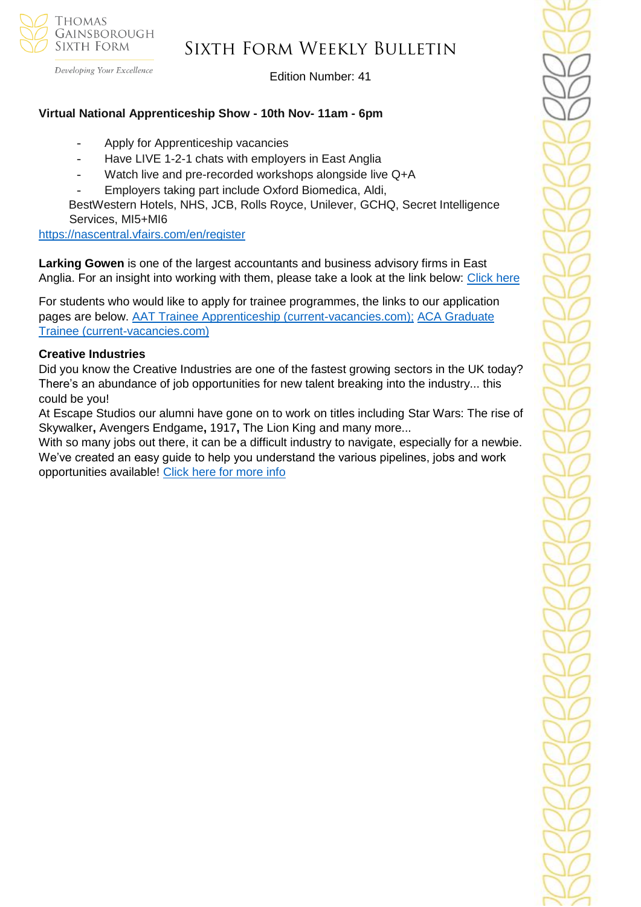**Virtual National Apprenticeship Show - 10th Nov- 11am - 6pm**

- Apply for Apprenticeship vacancies
- Have LIVE 1-2-1 chats with employers in East Anglia
- Watch live and pre-recorded workshops alongside live Q+A
- Employers taking part include Oxford Biomedica, Aldi, BestWestern Hotels, NHS, JCB, Rolls Royce, Unilever, GCHQ, Secret Intelligence Services, MI5+MI6

https://nascentral.vfairs.com/en/register

**Larking Gowen** is one of the largest accountants and business advisory firms in East Anglia. For an insight into working with them, please take a look at the link below: Click here

For students who would like to apply for trainee programmes, the links to our application pages are below. AAT Trainee Apprenticeship (current-vacancies.com); ACA Graduate Trainee (current-vacancies.com)

**Creative Industries**

Did you know the Creative Industries are one of the fastest growing sectors in the UK today? There's an abundance of job opportunities for new talent breaking into the industry... this could be you!

At Escape Studios our alumni have gone on to work on titles including Star Wars: The rise of Skywalker**,** Avengers Endgame**,** 1917**,** The Lion King and many more...

With so many jobs out there, it can be a difficult industry to navigate, especially for a newbie. We've created an easy guide to help you understand the various pipelines, jobs and work opportunities available! Click here for more info